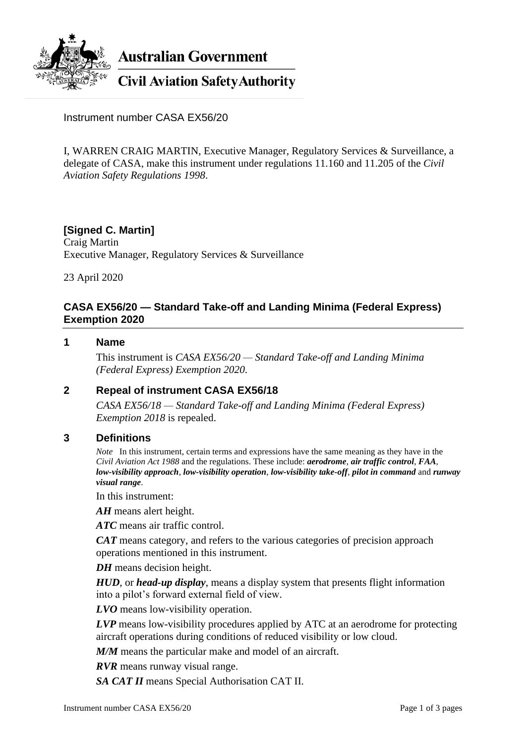Australian Government

Civil Aviation Safety Authority

Instrument number CASA EX56/20

I, WARREN CRAIG MARTIN, Executive Manager, Regulatory Services & Surveillance, a delegate of CASA, make this instrument under regulations 11.160 and 11.205 of the *Civil Aviation Safety Regulations 1998*.

**[Signed C. Martin]**
Craig Martin
Executive Manager, Regulatory Services & Surveillance

23 April 2020

## CASA EX56/20 — Standard Take-off and Landing Minima (Federal Express) Exemption 2020

### 1 Name

This instrument is *CASA EX56/20 — Standard Take-off and Landing Minima (Federal Express) Exemption 2020*.

### 2 Repeal of instrument CASA EX56/18

*CASA EX56/18 — Standard Take-off and Landing Minima (Federal Express) Exemption 2018* is repealed.

### 3 Definitions

*Note* In this instrument, certain terms and expressions have the same meaning as they have in the *Civil Aviation Act 1988* and the regulations. These include: ***aerodrome***, ***air traffic control***, ***FAA***, ***low-visibility approach***, ***low-visibility operation***, ***low-visibility take-off***, ***pilot in command*** and ***runway visual range***.

In this instrument:

***AH*** means alert height.

***ATC*** means air traffic control.

***CAT*** means category, and refers to the various categories of precision approach operations mentioned in this instrument.

***DH*** means decision height.

***HUD***, or ***head-up display***, means a display system that presents flight information into a pilot's forward external field of view.

***LVO*** means low-visibility operation.

***LVP*** means low-visibility procedures applied by ATC at an aerodrome for protecting aircraft operations during conditions of reduced visibility or low cloud.

***M/M*** means the particular make and model of an aircraft.

***RVR*** means runway visual range.

***SA CAT II*** means Special Authorisation CAT II.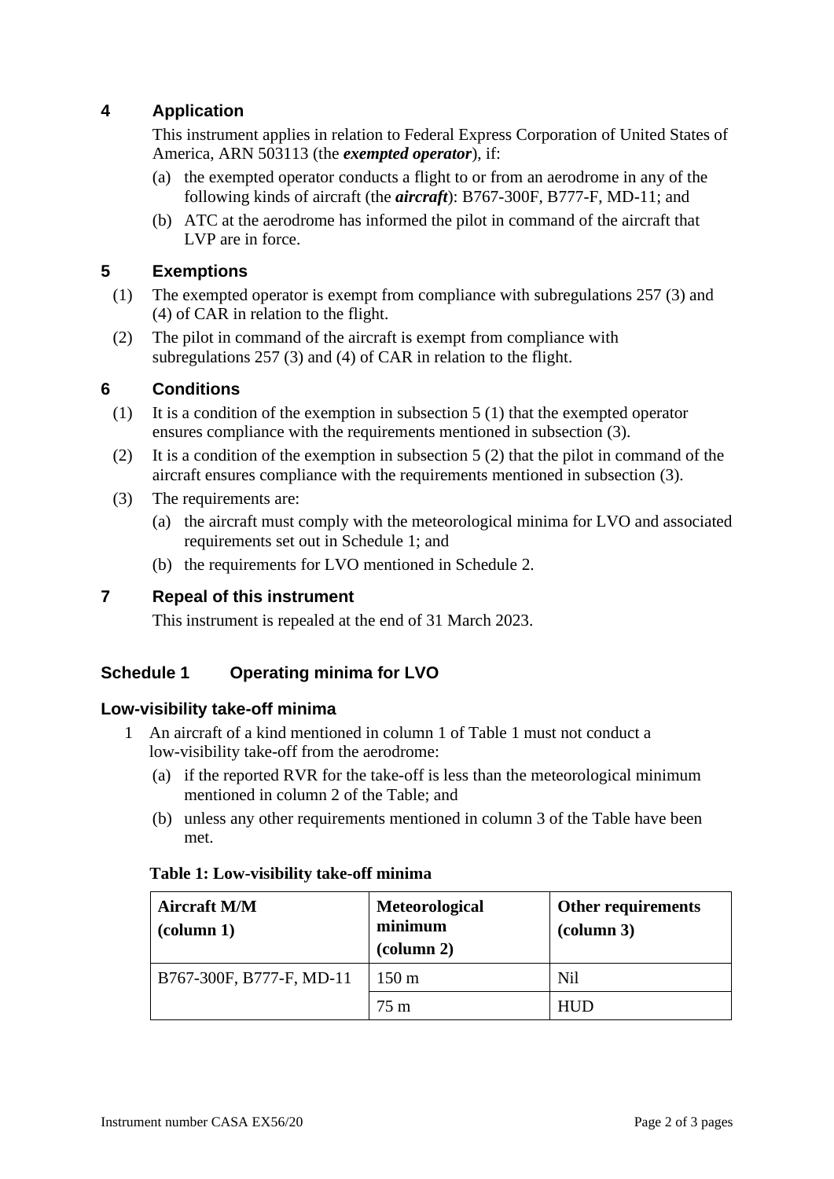## 4 Application

This instrument applies in relation to Federal Express Corporation of United States of America, ARN 503113 (the ***exempted operator***), if:

(a) the exempted operator conducts a flight to or from an aerodrome in any of the following kinds of aircraft (the ***aircraft***): B767-300F, B777-F, MD-11; and

(b) ATC at the aerodrome has informed the pilot in command of the aircraft that LVP are in force.

## 5 Exemptions

(1) The exempted operator is exempt from compliance with subregulations 257 (3) and (4) of CAR in relation to the flight.

(2) The pilot in command of the aircraft is exempt from compliance with subregulations 257 (3) and (4) of CAR in relation to the flight.

## 6 Conditions

(1) It is a condition of the exemption in subsection 5 (1) that the exempted operator ensures compliance with the requirements mentioned in subsection (3).

(2) It is a condition of the exemption in subsection 5 (2) that the pilot in command of the aircraft ensures compliance with the requirements mentioned in subsection (3).

(3) The requirements are:

(a) the aircraft must comply with the meteorological minima for LVO and associated requirements set out in Schedule 1; and

(b) the requirements for LVO mentioned in Schedule 2.

## 7 Repeal of this instrument

This instrument is repealed at the end of 31 March 2023.

## Schedule 1 Operating minima for LVO

### Low-visibility take-off minima

1 An aircraft of a kind mentioned in column 1 of Table 1 must not conduct a low-visibility take-off from the aerodrome:

(a) if the reported RVR for the take-off is less than the meteorological minimum mentioned in column 2 of the Table; and

(b) unless any other requirements mentioned in column 3 of the Table have been met.

**Table 1: Low-visibility take-off minima**

| Aircraft M/M (column 1) | Meteorological minimum (column 2) | Other requirements (column 3) |
|---|---|---|
| B767-300F, B777-F, MD-11 | 150 m | Nil |
| | 75 m | HUD |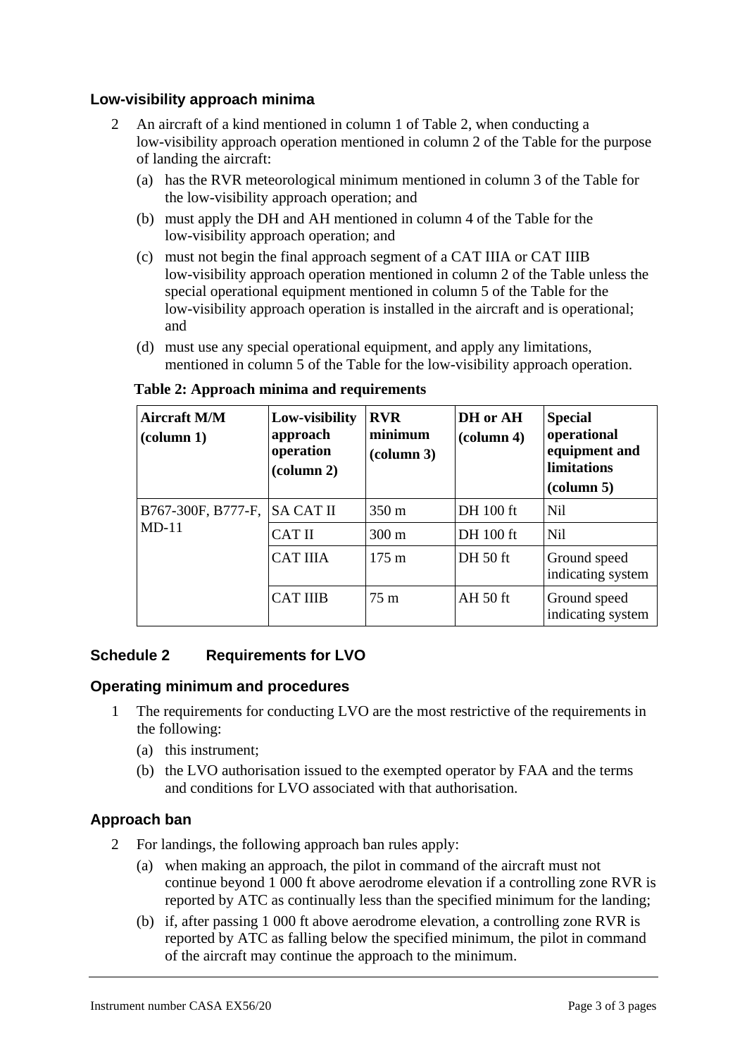### Low-visibility approach minima

2 An aircraft of a kind mentioned in column 1 of Table 2, when conducting a low-visibility approach operation mentioned in column 2 of the Table for the purpose of landing the aircraft:

(a) has the RVR meteorological minimum mentioned in column 3 of the Table for the low-visibility approach operation; and

(b) must apply the DH and AH mentioned in column 4 of the Table for the low-visibility approach operation; and

(c) must not begin the final approach segment of a CAT IIIA or CAT IIIB low-visibility approach operation mentioned in column 2 of the Table unless the special operational equipment mentioned in column 5 of the Table for the low-visibility approach operation is installed in the aircraft and is operational; and

(d) must use any special operational equipment, and apply any limitations, mentioned in column 5 of the Table for the low-visibility approach operation.

**Table 2: Approach minima and requirements**

| Aircraft M/M (column 1) | Low-visibility approach operation (column 2) | RVR minimum (column 3) | DH or AH (column 4) | Special operational equipment and limitations (column 5) |
|---|---|---|---|---|
| B767-300F, B777-F, MD-11 | SA CAT II | 350 m | DH 100 ft | Nil |
| | CAT II | 300 m | DH 100 ft | Nil |
| | CAT IIIA | 175 m | DH 50 ft | Ground speed indicating system |
| | CAT IIIB | 75 m | AH 50 ft | Ground speed indicating system |

## Schedule 2 Requirements for LVO

### Operating minimum and procedures

1 The requirements for conducting LVO are the most restrictive of the requirements in the following:

(a) this instrument;

(b) the LVO authorisation issued to the exempted operator by FAA and the terms and conditions for LVO associated with that authorisation.

### Approach ban

2 For landings, the following approach ban rules apply:

(a) when making an approach, the pilot in command of the aircraft must not continue beyond 1 000 ft above aerodrome elevation if a controlling zone RVR is reported by ATC as continually less than the specified minimum for the landing;

(b) if, after passing 1 000 ft above aerodrome elevation, a controlling zone RVR is reported by ATC as falling below the specified minimum, the pilot in command of the aircraft may continue the approach to the minimum.